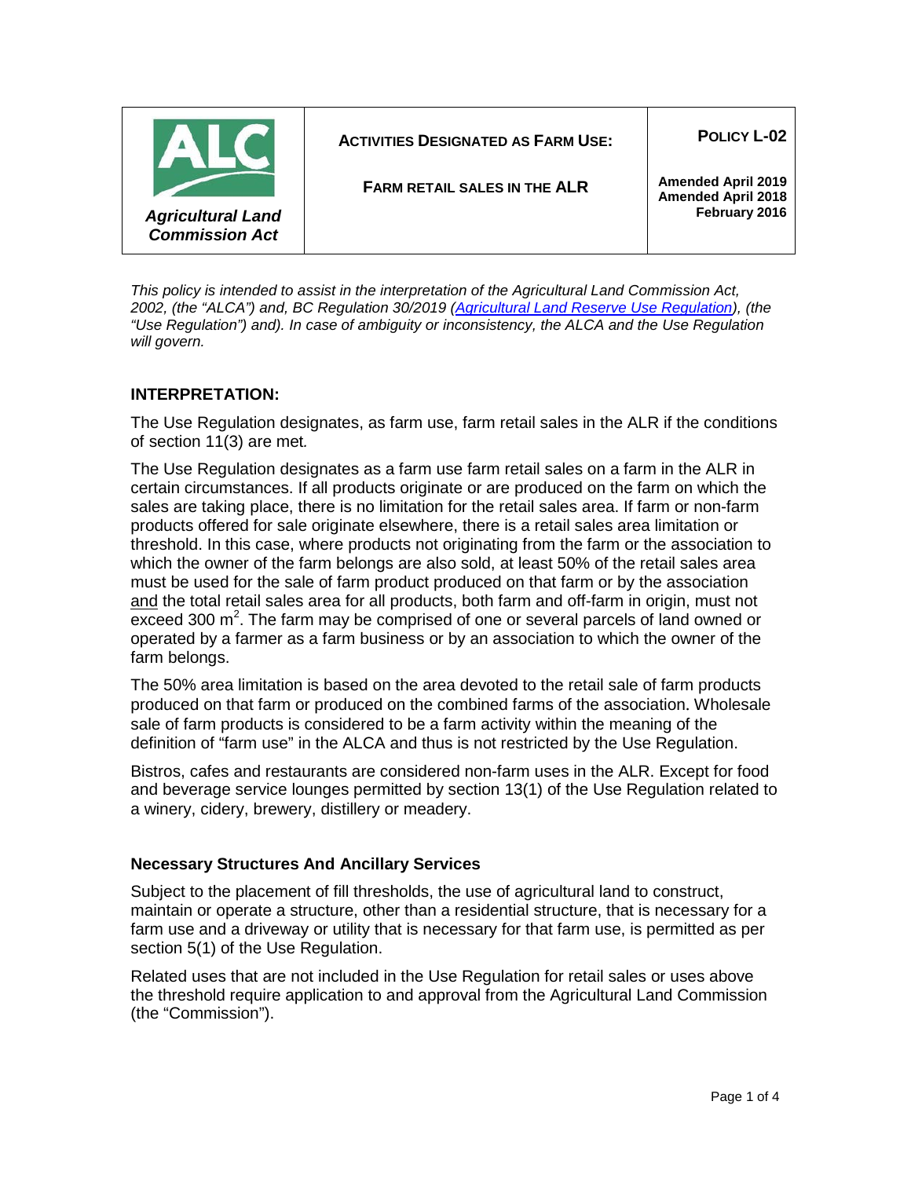| ALC *Agricultural Land Commission Act* | **ACTIVITIES DESIGNATED AS FARM USE:** **FARM RETAIL SALES IN THE ALR** | **POLICY L-02** **Amended April 2019** **Amended April 2018** **February 2016** |
|---|---|---|

*This policy is intended to assist in the interpretation of the Agricultural Land Commission Act, 2002, (the "ALCA") and, BC Regulation 30/2019 (Agricultural Land Reserve Use Regulation), (the "Use Regulation") and). In case of ambiguity or inconsistency, the ALCA and the Use Regulation will govern.*

## INTERPRETATION:

The Use Regulation designates, as farm use, farm retail sales in the ALR if the conditions of section 11(3) are met.

The Use Regulation designates as a farm use farm retail sales on a farm in the ALR in certain circumstances. If all products originate or are produced on the farm on which the sales are taking place, there is no limitation for the retail sales area. If farm or non-farm products offered for sale originate elsewhere, there is a retail sales area limitation or threshold. In this case, where products not originating from the farm or the association to which the owner of the farm belongs are also sold, at least 50% of the retail sales area must be used for the sale of farm product produced on that farm or by the association and the total retail sales area for all products, both farm and off-farm in origin, must not exceed 300 $m^2$. The farm may be comprised of one or several parcels of land owned or operated by a farmer as a farm business or by an association to which the owner of the farm belongs.

The 50% area limitation is based on the area devoted to the retail sale of farm products produced on that farm or produced on the combined farms of the association. Wholesale sale of farm products is considered to be a farm activity within the meaning of the definition of "farm use" in the ALCA and thus is not restricted by the Use Regulation.

Bistros, cafes and restaurants are considered non-farm uses in the ALR. Except for food and beverage service lounges permitted by section 13(1) of the Use Regulation related to a winery, cidery, brewery, distillery or meadery.

### Necessary Structures And Ancillary Services

Subject to the placement of fill thresholds, the use of agricultural land to construct, maintain or operate a structure, other than a residential structure, that is necessary for a farm use and a driveway or utility that is necessary for that farm use, is permitted as per section 5(1) of the Use Regulation.

Related uses that are not included in the Use Regulation for retail sales or uses above the threshold require application to and approval from the Agricultural Land Commission (the "Commission").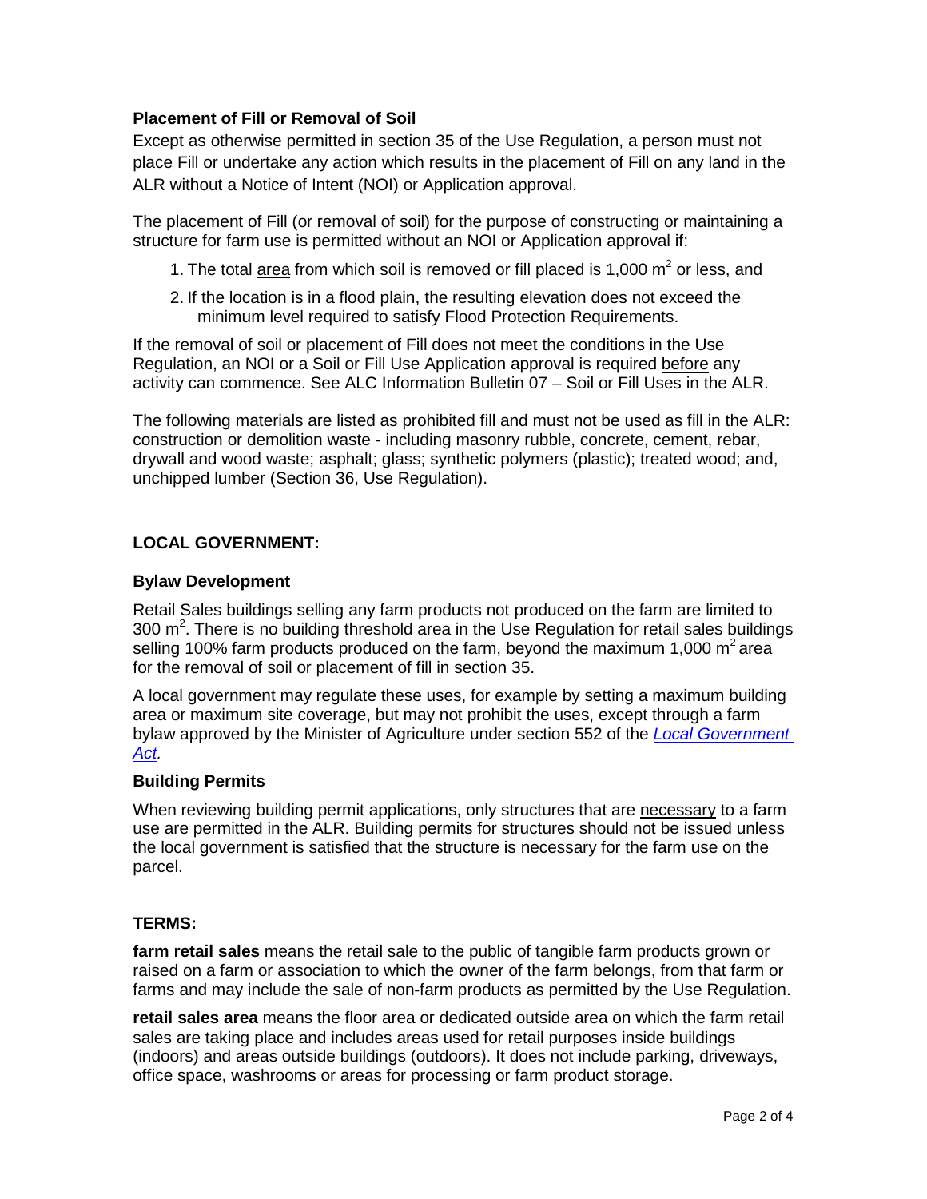### Placement of Fill or Removal of Soil

Except as otherwise permitted in section 35 of the Use Regulation, a person must not place Fill or undertake any action which results in the placement of Fill on any land in the ALR without a Notice of Intent (NOI) or Application approval.

The placement of Fill (or removal of soil) for the purpose of constructing or maintaining a structure for farm use is permitted without an NOI or Application approval if:

1. The total area from which soil is removed or fill placed is 1,000 $m^2$ or less, and
2. If the location is in a flood plain, the resulting elevation does not exceed the minimum level required to satisfy Flood Protection Requirements.

If the removal of soil or placement of Fill does not meet the conditions in the Use Regulation, an NOI or a Soil or Fill Use Application approval is required before any activity can commence. See ALC Information Bulletin 07 – Soil or Fill Uses in the ALR.

The following materials are listed as prohibited fill and must not be used as fill in the ALR: construction or demolition waste - including masonry rubble, concrete, cement, rebar, drywall and wood waste; asphalt; glass; synthetic polymers (plastic); treated wood; and, unchipped lumber (Section 36, Use Regulation).

## LOCAL GOVERNMENT:

### Bylaw Development

Retail Sales buildings selling any farm products not produced on the farm are limited to 300 $m^2$. There is no building threshold area in the Use Regulation for retail sales buildings selling 100% farm products produced on the farm, beyond the maximum 1,000 $m^2$ area for the removal of soil or placement of fill in section 35.

A local government may regulate these uses, for example by setting a maximum building area or maximum site coverage, but may not prohibit the uses, except through a farm bylaw approved by the Minister of Agriculture under section 552 of the *Local Government Act.*

### Building Permits

When reviewing building permit applications, only structures that are necessary to a farm use are permitted in the ALR. Building permits for structures should not be issued unless the local government is satisfied that the structure is necessary for the farm use on the parcel.

## TERMS:

**farm retail sales** means the retail sale to the public of tangible farm products grown or raised on a farm or association to which the owner of the farm belongs, from that farm or farms and may include the sale of non-farm products as permitted by the Use Regulation.

**retail sales area** means the floor area or dedicated outside area on which the farm retail sales are taking place and includes areas used for retail purposes inside buildings (indoors) and areas outside buildings (outdoors). It does not include parking, driveways, office space, washrooms or areas for processing or farm product storage.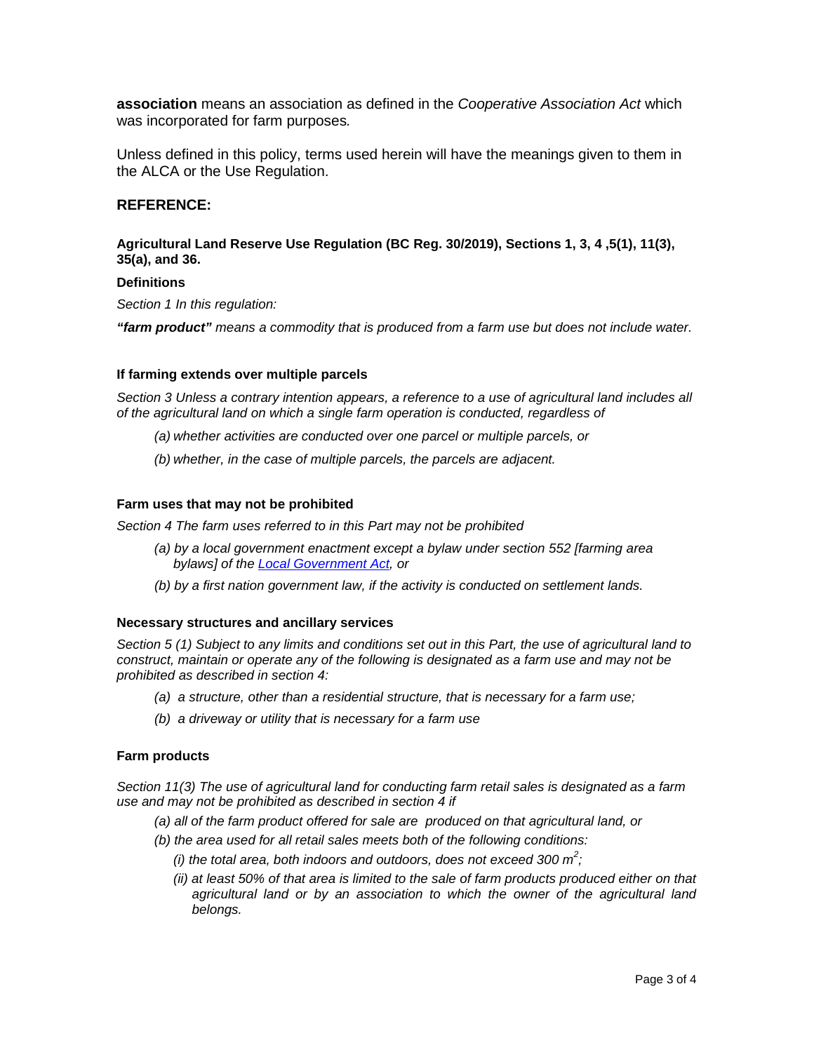**association** means an association as defined in the *Cooperative Association Act* which was incorporated for farm purposes*.*

Unless defined in this policy, terms used herein will have the meanings given to them in the ALCA or the Use Regulation.

## REFERENCE:

**Agricultural Land Reserve Use Regulation (BC Reg. 30/2019), Sections 1, 3, 4 ,5(1), 11(3), 35(a), and 36.**

**Definitions**

*Section 1 In this regulation:*

***"farm product"*** *means a commodity that is produced from a farm use but does not include water.*

**If farming extends over multiple parcels**

*Section 3 Unless a contrary intention appears, a reference to a use of agricultural land includes all of the agricultural land on which a single farm operation is conducted, regardless of*

*(a) whether activities are conducted over one parcel or multiple parcels, or*

*(b) whether, in the case of multiple parcels, the parcels are adjacent.*

**Farm uses that may not be prohibited**

*Section 4 The farm uses referred to in this Part may not be prohibited*

*(a) by a local government enactment except a bylaw under section 552 [farming area bylaws] of the [Local Government Act](), or*

*(b) by a first nation government law, if the activity is conducted on settlement lands.*

**Necessary structures and ancillary services**

*Section 5 (1) Subject to any limits and conditions set out in this Part, the use of agricultural land to construct, maintain or operate any of the following is designated as a farm use and may not be prohibited as described in section 4:*

*(a) a structure, other than a residential structure, that is necessary for a farm use;*

*(b) a driveway or utility that is necessary for a farm use*

**Farm products**

*Section 11(3) The use of agricultural land for conducting farm retail sales is designated as a farm use and may not be prohibited as described in section 4 if*

*(a) all of the farm product offered for sale are produced on that agricultural land, or*

*(b) the area used for all retail sales meets both of the following conditions:*

*(i) the total area, both indoors and outdoors, does not exceed 300 $m^2$;*

*(ii) at least 50% of that area is limited to the sale of farm products produced either on that agricultural land or by an association to which the owner of the agricultural land belongs.*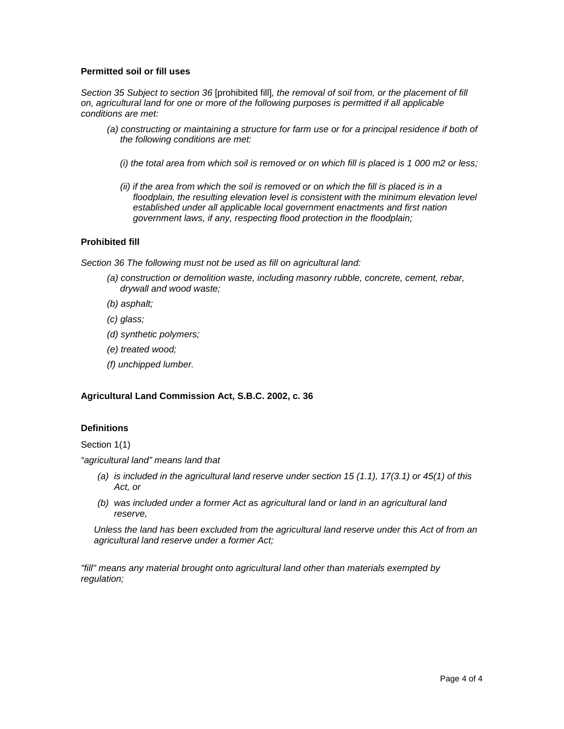**Permitted soil or fill uses**

*Section 35 Subject to section 36* [prohibited fill]*, the removal of soil from, or the placement of fill on, agricultural land for one or more of the following purposes is permitted if all applicable conditions are met:*

> *(a) constructing or maintaining a structure for farm use or for a principal residence if both of the following conditions are met:*
>
> > *(i) the total area from which soil is removed or on which fill is placed is 1 000 m2 or less;*
> >
> > *(ii) if the area from which the soil is removed or on which the fill is placed is in a floodplain, the resulting elevation level is consistent with the minimum elevation level established under all applicable local government enactments and first nation government laws, if any, respecting flood protection in the floodplain;*

**Prohibited fill**

*Section 36 The following must not be used as fill on agricultural land:*

> *(a) construction or demolition waste, including masonry rubble, concrete, cement, rebar, drywall and wood waste;*
>
> *(b) asphalt;*
>
> *(c) glass;*
>
> *(d) synthetic polymers;*
>
> *(e) treated wood;*
>
> *(f) unchipped lumber.*

**Agricultural Land Commission Act, S.B.C. 2002, c. 36**

**Definitions**

Section 1(1)

*"agricultural land" means land that*

> *(a) is included in the agricultural land reserve under section 15 (1.1), 17(3.1) or 45(1) of this Act, or*
>
> *(b) was included under a former Act as agricultural land or land in an agricultural land reserve,*
>
> *Unless the land has been excluded from the agricultural land reserve under this Act of from an agricultural land reserve under a former Act;*

*"fill" means any material brought onto agricultural land other than materials exempted by regulation;*